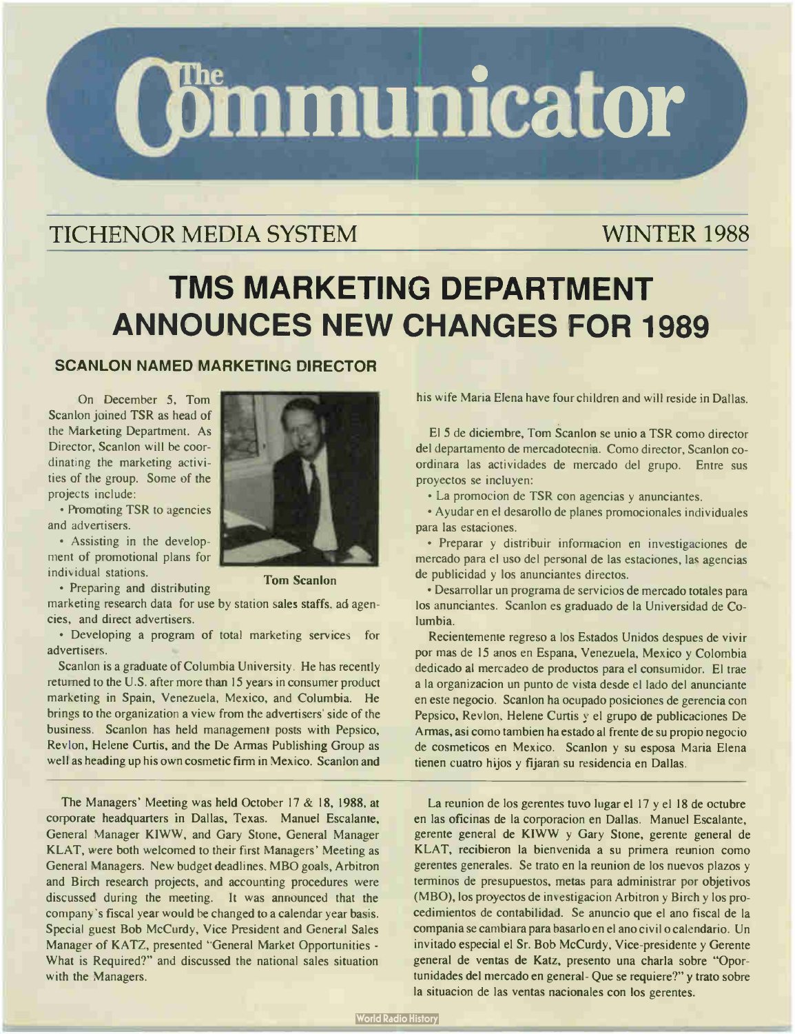# The Communicator

## TICHENOR MEDIA SYSTEM — WINTER 1988

# TMS MARKETING DEPARTMENT ANNOUNCES NEW CHANGES FOR 1989

### SCANLON NAMED MARKETING DIRECTOR

On December 5, Tom Scanlon joined TSR as head of the Marketing Department. As Director, Scanlon will be coordinating the marketing activities of the group. Some of the projects include:

- Promoting TSR to agencies and advertisers.
- Assisting in the development of promotional plans for individual stations.
- Preparing and distributing marketing research data for use by station sales staffs, ad agencies, and direct advertisers.
- Developing a program of total marketing services for advertisers.

Tom Scanlon

Scanlon is a graduate of Columbia University. He has recently returned to the U.S. after more than 15 years in consumer product marketing in Spain, Venezuela, Mexico, and Columbia. He brings to the organization a view from the advertisers' side of the business. Scanlon has held management posts with Pepsico, Revlon, Helene Curtis, and the De Armas Publishing Group as well as heading up his own cosmetic firm in Mexico. Scanlon and his wife Maria Elena have four children and will reside in Dallas.

El 5 de diciembre, Tom Scanlon se unio a TSR como director del departamento de mercadotecnia. Como director, Scanlon coordinara las actividades de mercado del grupo. Entre sus proyectos se incluyen:

- La promocion de TSR con agencias y anunciantes.
- Ayudar en el desarollo de planes promocionales individuales para las estaciones.
- Preparar y distribuir informacion en investigaciones de mercado para el uso del personal de las estaciones, las agencias de publicidad y los anunciantes directos.
- Desarrollar un programa de servicios de mercado totales para los anunciantes. Scanlon es graduado de la Universidad de Columbia.

Recientemente regreso a los Estados Unidos despues de vivir por mas de 15 anos en Espana, Venezuela, Mexico y Colombia dedicado al mercadeo de productos para el consumidor. El trae a la organizacion un punto de vista desde el lado del anunciante en este negocio. Scanlon ha ocupado posiciones de gerencia con Pepsico, Revlon, Helene Curtis y el grupo de publicaciones De Armas, asi como tambien ha estado al frente de su propio negocio de cosmeticos en Mexico. Scanlon y su esposa Maria Elena tienen cuatro hijos y fijaran su residencia en Dallas.

---

The Managers' Meeting was held October 17 & 18, 1988, at corporate headquarters in Dallas, Texas. Manuel Escalante, General Manager KIWW, and Gary Stone, General Manager KLAT, were both welcomed to their first Managers' Meeting as General Managers. New budget deadlines, MBO goals, Arbitron and Birch research projects, and accounting procedures were discussed during the meeting. It was announced that the company's fiscal year would be changed to a calendar year basis. Special guest Bob McCurdy, Vice President and General Sales Manager of KATZ, presented "General Market Opportunities - What is Required?" and discussed the national sales situation with the Managers.

La reunion de los gerentes tuvo lugar el 17 y el 18 de octubre en las oficinas de la corporacion en Dallas. Manuel Escalante, gerente general de KIWW y Gary Stone, gerente general de KLAT, recibieron la bienvenida a su primera reunion como gerentes generales. Se trato en la reunion de los nuevos plazos y terminos de presupuestos, metas para administrar por objetivos (MBO), los proyectos de investigacion Arbitron y Birch y los procedimientos de contabilidad. Se anuncio que el ano fiscal de la compania se cambiara para basarlo en el ano civil o calendario. Un invitado especial el Sr. Bob McCurdy, Vice-presidente y Gerente general de ventas de Katz, presento una charla sobre "Oportunidades del mercado en general- Que se requiere?" y trato sobre la situacion de las ventas nacionales con los gerentes.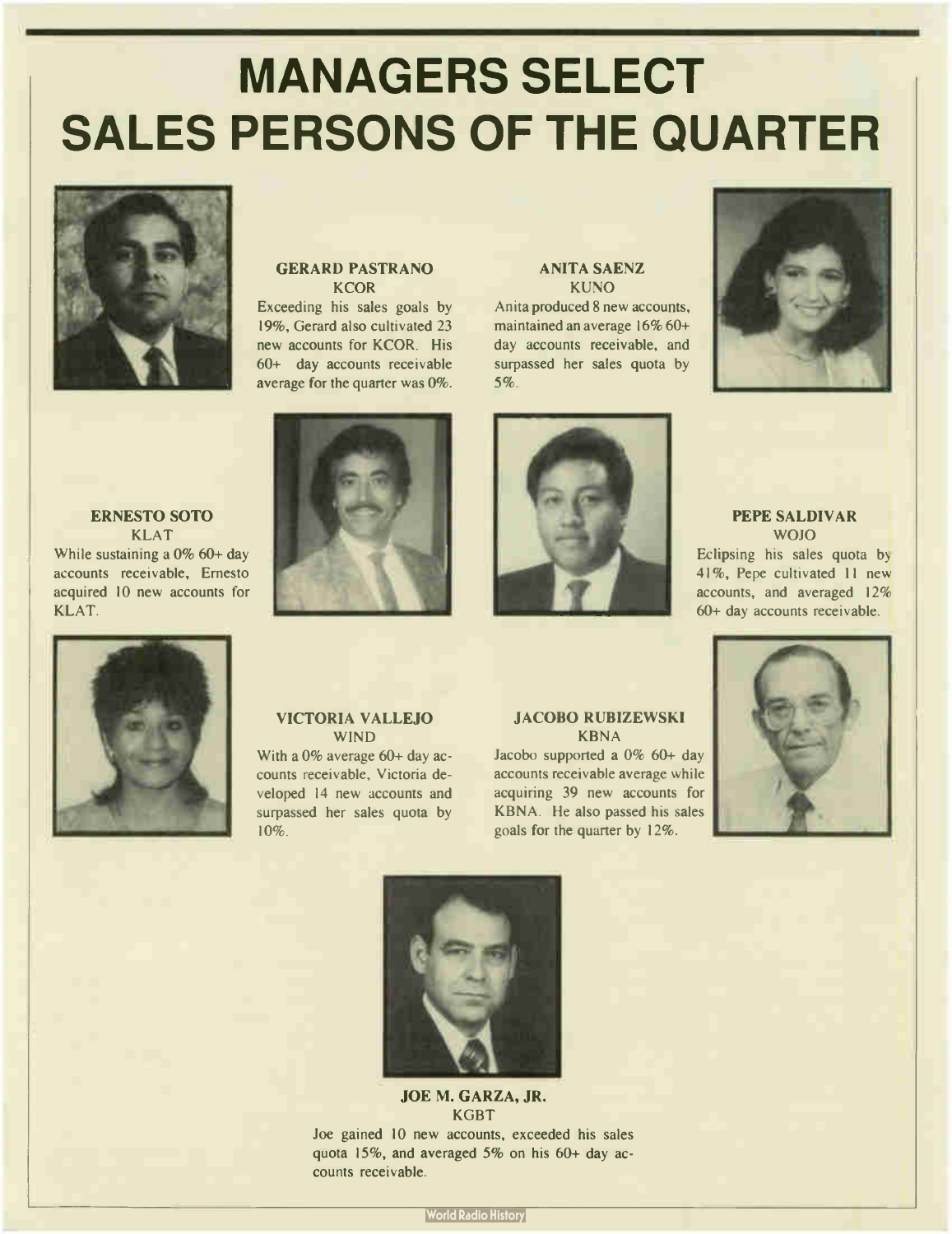# MANAGERS SELECT SALES PERSONS OF THE QUARTER

**GERARD PASTRANO**
KCOR

Exceeding his sales goals by 19%, Gerard also cultivated 23 new accounts for KCOR. His 60+ day accounts receivable average for the quarter was 0%.

**ANITA SAENZ**
KUNO

Anita produced 8 new accounts, maintained an average 16% 60+ day accounts receivable, and surpassed her sales quota by 5%.

**ERNESTO SOTO**
KLAT

While sustaining a 0% 60+ day accounts receivable, Ernesto acquired 10 new accounts for KLAT.

**PEPE SALDIVAR**
WOJO

Eclipsing his sales quota by 41%, Pepe cultivated 11 new accounts, and averaged 12% 60+ day accounts receivable.

**VICTORIA VALLEJO**
WIND

With a 0% average 60+ day accounts receivable, Victoria developed 14 new accounts and surpassed her sales quota by 10%.

**JACOBO RUBIZEWSKI**
KBNA

Jacobo supported a 0% 60+ day accounts receivable average while acquiring 39 new accounts for KBNA. He also passed his sales goals for the quarter by 12%.

**JOE M. GARZA, JR.**
KGBT

Joe gained 10 new accounts, exceeded his sales quota 15%, and averaged 5% on his 60+ day accounts receivable.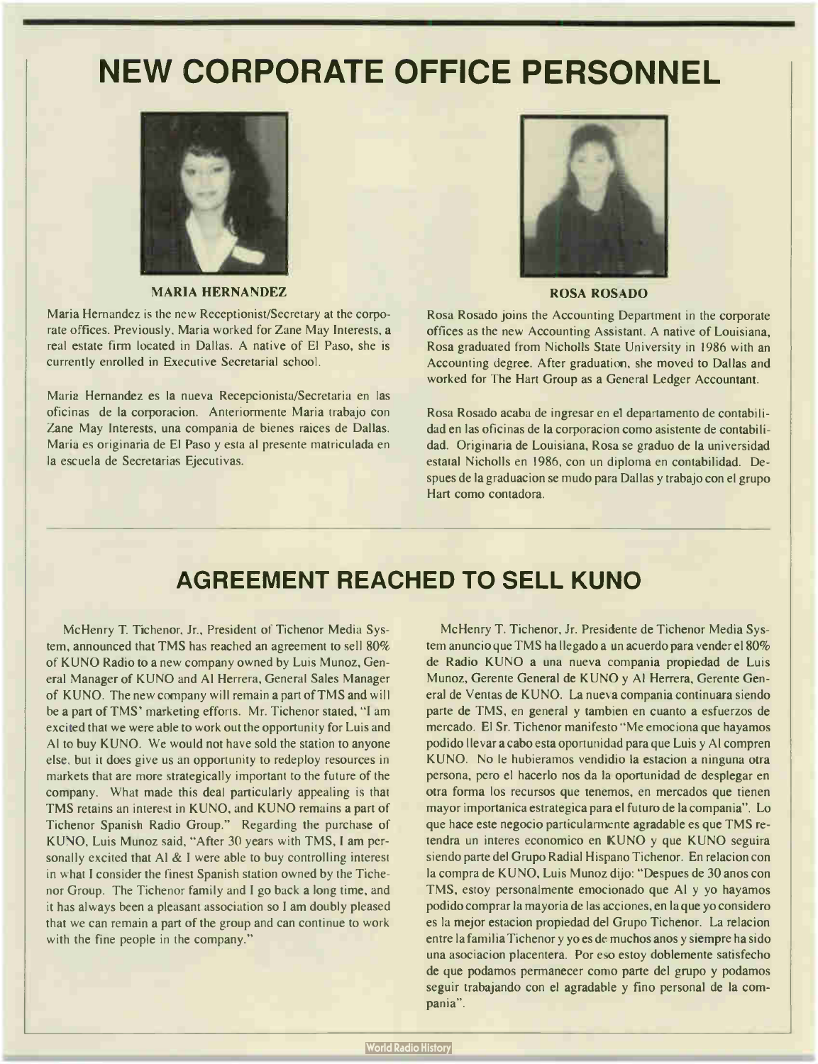# NEW CORPORATE OFFICE PERSONNEL

**MARIA HERNANDEZ**

Maria Hernandez is the new Receptionist/Secretary at the corporate offices. Previously, Maria worked for Zane May Interests, a real estate firm located in Dallas. A native of El Paso, she is currently enrolled in Executive Secretarial school.

Maria Hernandez es la nueva Recepcionista/Secretaria en las oficinas de la corporacion. Anteriormente Maria trabajo con Zane May Interests, una compania de bienes raices de Dallas. Maria es originaria de El Paso y esta al presente matriculada en la escuela de Secretarias Ejecutivas.

**ROSA ROSADO**

Rosa Rosado joins the Accounting Department in the corporate offices as the new Accounting Assistant. A native of Louisiana, Rosa graduated from Nicholls State University in 1986 with an Accounting degree. After graduation, she moved to Dallas and worked for The Hart Group as a General Ledger Accountant.

Rosa Rosado acaba de ingresar en el departamento de contabilidad en las oficinas de la corporacion como asistente de contabilidad. Originaria de Louisiana, Rosa se graduo de la universidad estatal Nicholls en 1986, con un diploma en contabilidad. Despues de la graduacion se mudo para Dallas y trabajo con el grupo Hart como contadora.

---

## AGREEMENT REACHED TO SELL KUNO

McHenry T. Tichenor, Jr., President of Tichenor Media System, announced that TMS has reached an agreement to sell 80% of KUNO Radio to a new company owned by Luis Munoz, General Manager of KUNO and Al Herrera, General Sales Manager of KUNO. The new company will remain a part of TMS and will be a part of TMS' marketing efforts. Mr. Tichenor stated, "I am excited that we were able to work out the opportunity for Luis and Al to buy KUNO. We would not have sold the station to anyone else, but it does give us an opportunity to redeploy resources in markets that are more strategically important to the future of the company. What made this deal particularly appealing is that TMS retains an interest in KUNO, and KUNO remains a part of Tichenor Spanish Radio Group." Regarding the purchase of KUNO, Luis Munoz said, "After 30 years with TMS, I am personally excited that Al & I were able to buy controlling interest in what I consider the finest Spanish station owned by the Tichenor Group. The Tichenor family and I go back a long time, and it has always been a pleasant association so I am doubly pleased that we can remain a part of the group and can continue to work with the fine people in the company."

McHenry T. Tichenor, Jr. Presidente de Tichenor Media System anuncio que TMS ha llegado a un acuerdo para vender el 80% de Radio KUNO a una nueva compania propiedad de Luis Munoz, Gerente General de KUNO y Al Herrera, Gerente General de Ventas de KUNO. La nueva compania continuara siendo parte de TMS, en general y tambien en cuanto a esfuerzos de mercado. El Sr. Tichenor manifesto "Me emociona que hayamos podido llevar a cabo esta oportunidad para que Luis y Al compren KUNO. No le hubieramos vendidio la estacion a ninguna otra persona, pero el hacerlo nos da la oportunidad de desplegar en otra forma los recursos que tenemos, en mercados que tienen mayor importanica estrategica para el futuro de la compania". Lo que hace este negocio particularmente agradable es que TMS retendra un interes economico en KUNO y que KUNO seguira siendo parte del Grupo Radial Hispano Tichenor. En relacion con la compra de KUNO, Luis Munoz dijo: "Despues de 30 anos con TMS, estoy personalmente emocionado que Al y yo hayamos podido comprar la mayoria de las acciones, en la que yo considero es la mejor estacion propiedad del Grupo Tichenor. La relacion entre la familia Tichenor y yo es de muchos anos y siempre ha sido una asociacion placentera. Por eso estoy doblemente satisfecho de que podamos permanecer como parte del grupo y podamos seguir trabajando con el agradable y fino personal de la compania".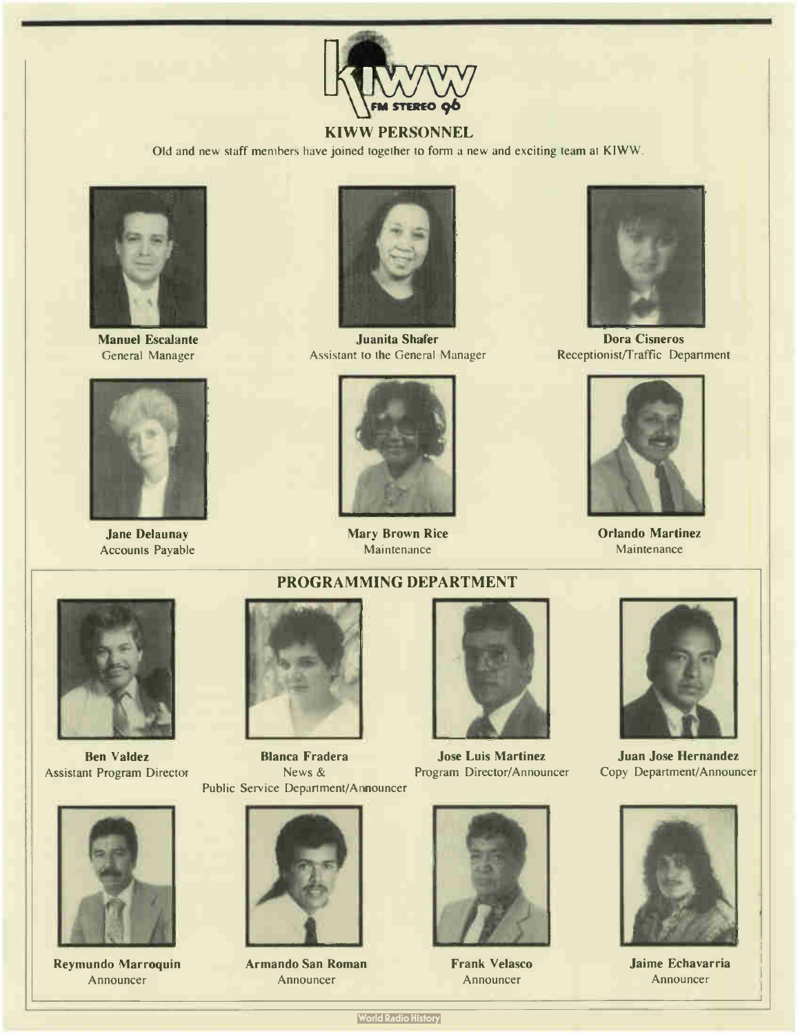KIWW FM STEREO 96

## KIWW PERSONNEL

Old and new staff members have joined together to form a new and exciting team at KIWW.

**Manuel Escalante**
General Manager

**Juanita Shafer**
Assistant to the General Manager

**Dora Cisneros**
Receptionist/Traffic Department

**Jane Delaunay**
Accounts Payable

**Mary Brown Rice**
Maintenance

**Orlando Martinez**
Maintenance

## PROGRAMMING DEPARTMENT

**Ben Valdez**
Assistant Program Director

**Blanca Fradera**
News & Public Service Department/Announcer

**Jose Luis Martinez**
Program Director/Announcer

**Juan Jose Hernandez**
Copy Department/Announcer

**Reymundo Marroquin**
Announcer

**Armando San Roman**
Announcer

**Frank Velasco**
Announcer

**Jaime Echavarria**
Announcer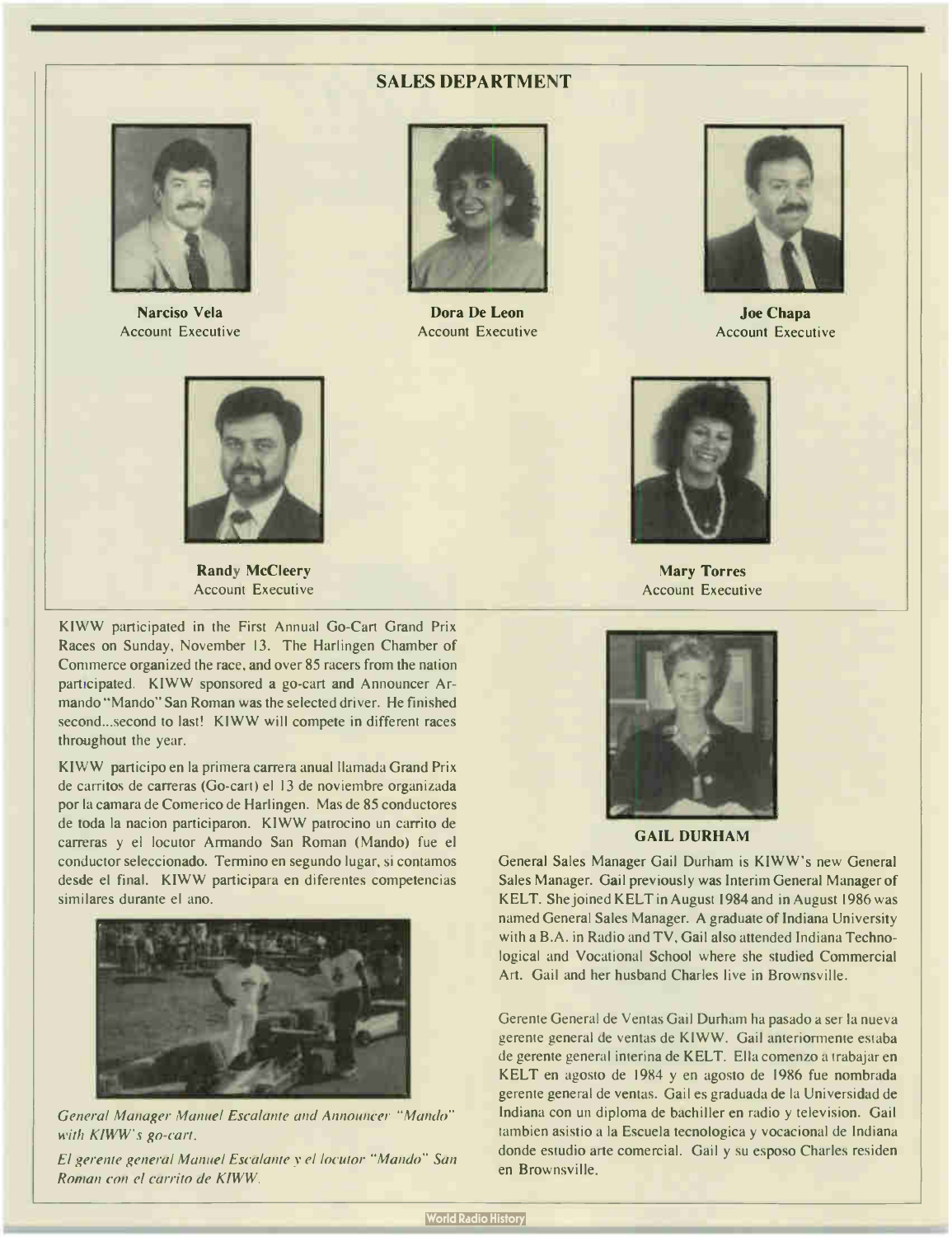## SALES DEPARTMENT

**Narciso Vela**
Account Executive

**Dora De Leon**
Account Executive

**Joe Chapa**
Account Executive

**Randy McCleery**
Account Executive

**Mary Torres**
Account Executive

KIWW participated in the First Annual Go-Cart Grand Prix Races on Sunday, November 13. The Harlingen Chamber of Commerce organized the race, and over 85 racers from the nation participated. KIWW sponsored a go-cart and Announcer Armando "Mando" San Roman was the selected driver. He finished second...second to last! KIWW will compete in different races throughout the year.

KIWW participo en la primera carrera anual llamada Grand Prix de carritos de carreras (Go-cart) el 13 de noviembre organizada por la camara de Comerico de Harlingen. Mas de 85 conductores de toda la nacion participaron. KIWW patrocino un carrito de carreras y el locutor Armando San Roman (Mando) fue el conductor seleccionado. Termino en segundo lugar, si contamos desde el final. KIWW participara en diferentes competencias similares durante el ano.

*General Manager Manuel Escalante and Announcer "Mando" with KIWW's go-cart.*

*El gerente general Manuel Escalante y el locutor "Mando" San Roman con el carrito de KIWW.*

**GAIL DURHAM**

General Sales Manager Gail Durham is KIWW's new General Sales Manager. Gail previously was Interim General Manager of KELT. She joined KELT in August 1984 and in August 1986 was named General Sales Manager. A graduate of Indiana University with a B.A. in Radio and TV, Gail also attended Indiana Technological and Vocational School where she studied Commercial Art. Gail and her husband Charles live in Brownsville.

Gerente General de Ventas Gail Durham ha pasado a ser la nueva gerente general de ventas de KIWW. Gail anteriormente estaba de gerente general interina de KELT. Ella comenzo a trabajar en KELT en agosto de 1984 y en agosto de 1986 fue nombrada gerente general de ventas. Gail es graduada de la Universidad de Indiana con un diploma de bachiller en radio y television. Gail tambien asistio a la Escuela tecnologica y vocacional de Indiana donde estudio arte comercial. Gail y su esposo Charles residen en Brownsville.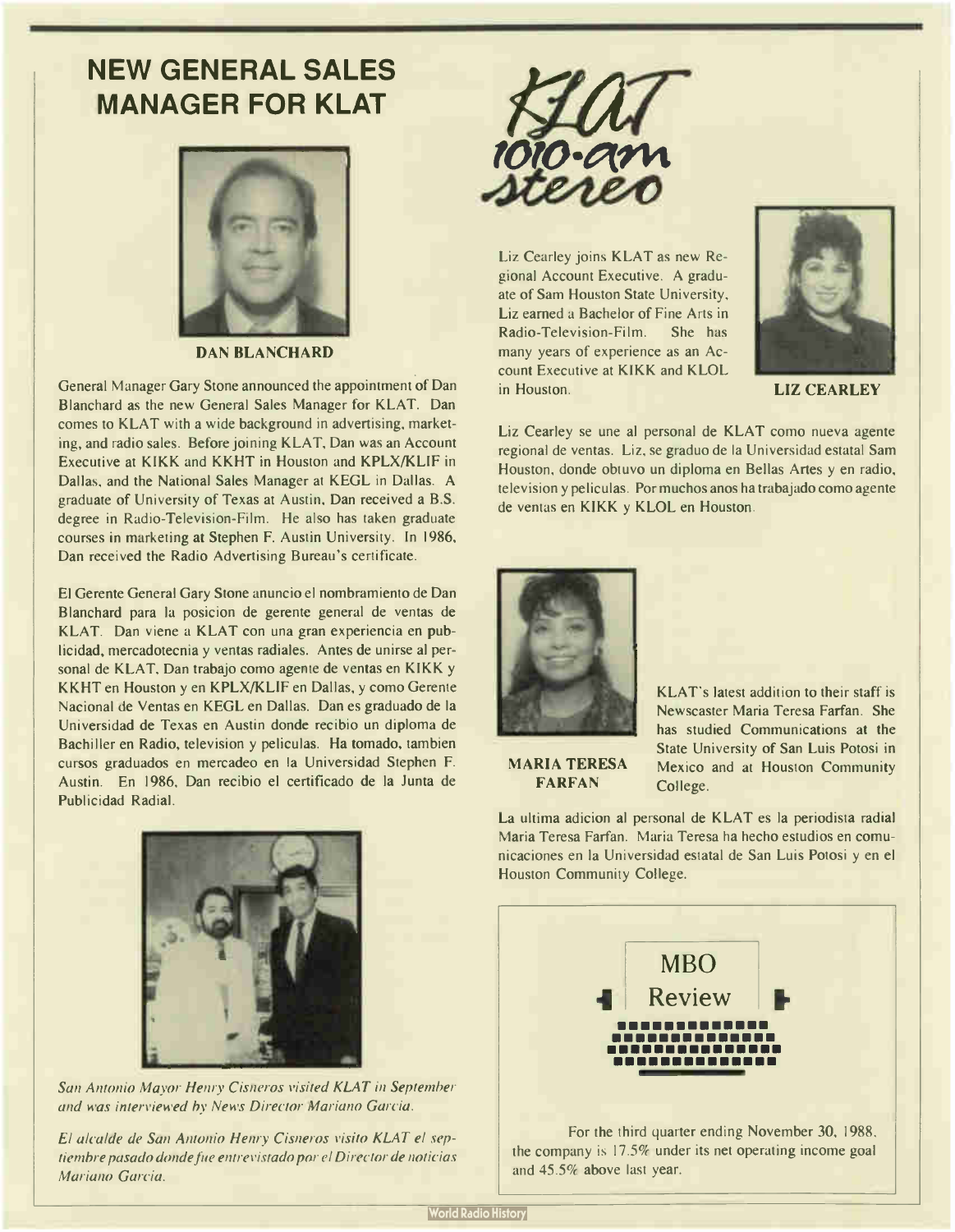# NEW GENERAL SALES MANAGER FOR KLAT

**DAN BLANCHARD**

General Manager Gary Stone announced the appointment of Dan Blanchard as the new General Sales Manager for KLAT. Dan comes to KLAT with a wide background in advertising, marketing, and radio sales. Before joining KLAT, Dan was an Account Executive at KIKK and KKHT in Houston and KPLX/KLIF in Dallas, and the National Sales Manager at KEGL in Dallas. A graduate of University of Texas at Austin, Dan received a B.S. degree in Radio-Television-Film. He also has taken graduate courses in marketing at Stephen F. Austin University. In 1986, Dan received the Radio Advertising Bureau's certificate.

El Gerente General Gary Stone anuncio el nombramiento de Dan Blanchard para la posicion de gerente general de ventas de KLAT. Dan viene a KLAT con una gran experiencia en publicidad, mercadotecnia y ventas radiales. Antes de unirse al personal de KLAT, Dan trabajo como agente de ventas en KIKK y KKHT en Houston y en KPLX/KLIF en Dallas, y como Gerente Nacional de Ventas en KEGL en Dallas. Dan es graduado de la Universidad de Texas en Austin donde recibio un diploma de Bachiller en Radio, television y peliculas. Ha tomado, tambien cursos graduados en mercadeo en la Universidad Stephen F. Austin. En 1986, Dan recibio el certificado de la Junta de Publicidad Radial.

*San Antonio Mayor Henry Cisneros visited KLAT in September and was interviewed by News Director Mariano Garcia.*

*El alcalde de San Antonio Henry Cisneros visito KLAT el septiembre pasado donde fue entrevistado por el Director de noticias Mariano Garcia.*

KLAT 1010-am stereo

Liz Cearley joins KLAT as new Regional Account Executive. A graduate of Sam Houston State University, Liz earned a Bachelor of Fine Arts in Radio-Television-Film. She has many years of experience as an Account Executive at KIKK and KLOL in Houston.

**LIZ CEARLEY**

Liz Cearley se une al personal de KLAT como nueva agente regional de ventas. Liz, se graduo de la Universidad estatal Sam Houston, donde obtuvo un diploma en Bellas Artes y en radio, television y peliculas. Por muchos anos ha trabajado como agente de ventas en KIKK y KLOL en Houston.

**MARIA TERESA FARFAN**

KLAT's latest addition to their staff is Newscaster Maria Teresa Farfan. She has studied Communications at the State University of San Luis Potosi in Mexico and at Houston Community College.

La ultima adicion al personal de KLAT es la periodista radial Maria Teresa Farfan. Maria Teresa ha hecho estudios en comunicaciones en la Universidad estatal de San Luis Potosi y en el Houston Community College.

## MBO Review

For the third quarter ending November 30, 1988, the company is 17.5% under its net operating income goal and 45.5% above last year.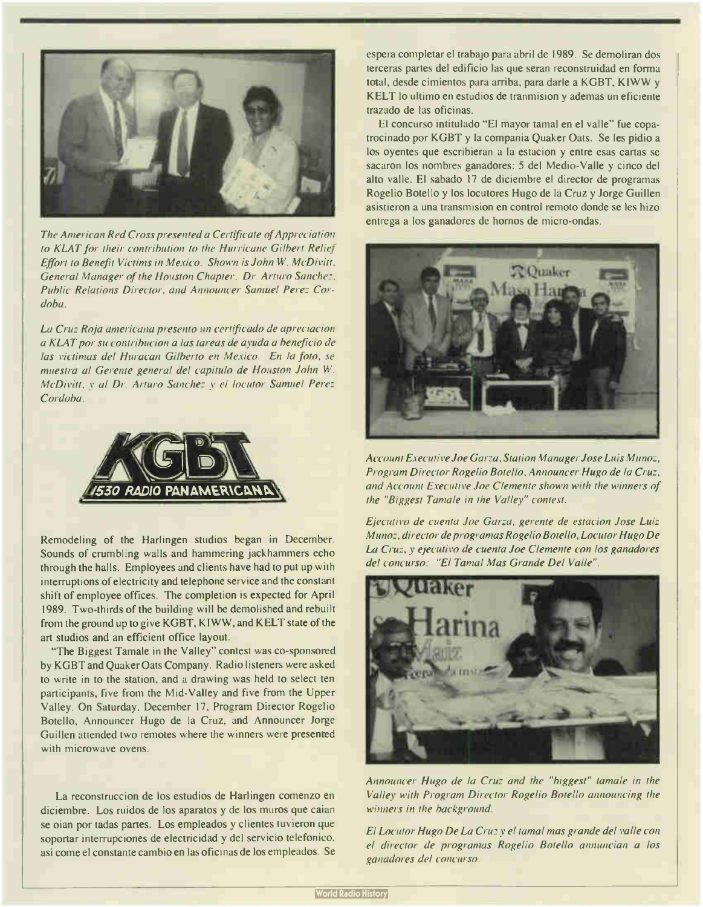*The American Red Cross presented a Certificate of Appreciation to KLAT for their contribution to the Hurricane Gilbert Relief Effort to Benefit Victims in Mexico. Shown is John W. McDivitt, General Manager of the Houston Chapter, Dr. Arturo Sanchez, Public Relations Director, and Announcer Samuel Perez Cordoba.*

*La Cruz Roja americana presento un certificado de apreciacion a KLAT por su contribucion a las tareas de ayuda a beneficio de las victimas del Huracan Gilberto en Mexico. En la foto, se muestra al Gerente general del capitulo de Houston John W. McDivitt, y al Dr. Arturo Sanchez y el locutor Samuel Perez Cordoba.*

KGBT 1530 RADIO PANAMERICANA

Remodeling of the Harlingen studios began in December. Sounds of crumbling walls and hammering jackhammers echo through the halls. Employees and clients have had to put up with interruptions of electricity and telephone service and the constant shift of employee offices. The completion is expected for April 1989. Two-thirds of the building will be demolished and rebuilt from the ground up to give KGBT, KIWW, and KELT state of the art studios and an efficient office layout.

"The Biggest Tamale in the Valley" contest was co-sponsored by KGBT and Quaker Oats Company. Radio listeners were asked to write in to the station, and a drawing was held to select ten participants, five from the Mid-Valley and five from the Upper Valley. On Saturday, December 17, Program Director Rogelio Botello, Announcer Hugo de la Cruz, and Announcer Jorge Guillen attended two remotes where the winners were presented with microwave ovens.

La reconstruccion de los estudios de Harlingen comenzo en diciembre. Los ruidos de los aparatos y de los muros que caian se oian por tadas partes. Los empleados y clientes tuvieron que soportar interrupciones de electricidad y del servicio telefonico, asi come el constante cambio en las oficinas de los empleados. Se espera completar el trabajo para abril de 1989. Se demoliran dos terceras partes del edificio las que seran reconstruidad en forma total, desde cimientos para arriba, para darle a KGBT, KIWW y KELT lo ultimo en estudios de tranmision y ademas un eficiente trazado de las oficinas.

El concurso intitulado "El mayor tamal en el valle" fue copatrocinado por KGBT y la compania Quaker Oats. Se les pidio a los oyentes que escribieran a la estacion y entre esas cartas se sacaron los nombres ganadores: 5 del Medio-Valle y cinco del alto valle. El sabado 17 de diciembre el director de programas Rogelio Botello y los locutores Hugo de la Cruz y Jorge Guillen asistieron a una transmision en control remoto donde se les hizo entrega a los ganadores de hornos de micro-ondas.

*Account Executive Joe Garza, Station Manager Jose Luis Munoz, Program Director Rogelio Botello, Announcer Hugo de la Cruz, and Account Executive Joe Clemente shown with the winners of the "Biggest Tamale in the Valley" contest.*

*Ejecutivo de cuenta Joe Garza, gerente de estacion Jose Luiz Munoz, director de programas Rogelio Botello, Locutor Hugo De La Cruz, y ejecutivo de cuenta Joe Clemente con los ganadores del concurso: "El Tamal Mas Grande Del Valle".*

*Announcer Hugo de la Cruz and the "biggest" tamale in the Valley with Program Director Rogelio Botello announcing the winners in the background.*

*El Locutor Hugo De La Cruz y el tamal mas grande del valle con el director de programas Rogelio Botello annuncian a los ganadores del concurso.*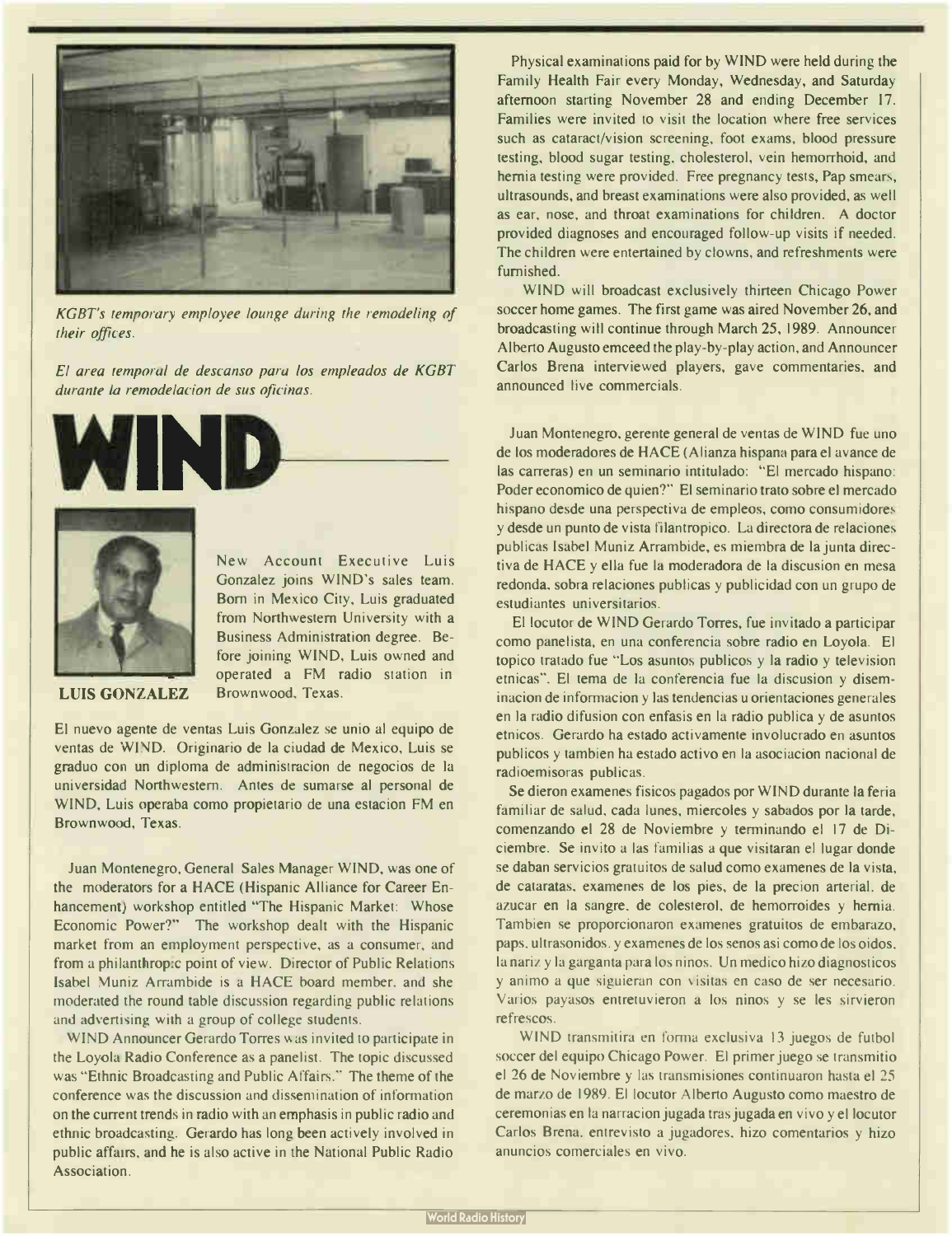*KGBT's temporary employee lounge during the remodeling of their offices.*

*El area temporal de descanso para los empleados de KGBT durante la remodelacion de sus oficinas.*

# WIND

**LUIS GONZALEZ**

New Account Executive Luis Gonzalez joins WIND's sales team. Born in Mexico City, Luis graduated from Northwestern University with a Business Administration degree. Before joining WIND, Luis owned and operated a FM radio station in Brownwood, Texas.

El nuevo agente de ventas Luis Gonzalez se unio al equipo de ventas de WIND. Originario de la ciudad de Mexico, Luis se graduo con un diploma de administracion de negocios de la universidad Northwestern. Antes de sumarse al personal de WIND, Luis operaba como propietario de una estacion FM en Brownwood, Texas.

Juan Montenegro, General Sales Manager WIND, was one of the moderators for a HACE (Hispanic Alliance for Career Enhancement) workshop entitled "The Hispanic Market: Whose Economic Power?" The workshop dealt with the Hispanic market from an employment perspective, as a consumer, and from a philanthropic point of view. Director of Public Relations Isabel Muniz Arrambide is a HACE board member, and she moderated the round table discussion regarding public relations and advertising with a group of college students.

WIND Announcer Gerardo Torres was invited to participate in the Loyola Radio Conference as a panelist. The topic discussed was "Ethnic Broadcasting and Public Affairs." The theme of the conference was the discussion and dissemination of information on the current trends in radio with an emphasis in public radio and ethnic broadcasting. Gerardo has long been actively involved in public affairs, and he is also active in the National Public Radio Association.

Physical examinations paid for by WIND were held during the Family Health Fair every Monday, Wednesday, and Saturday afternoon starting November 28 and ending December 17. Families were invited to visit the location where free services such as cataract/vision screening, foot exams, blood pressure testing, blood sugar testing, cholesterol, vein hemorrhoid, and hernia testing were provided. Free pregnancy tests, Pap smears, ultrasounds, and breast examinations were also provided, as well as ear, nose, and throat examinations for children. A doctor provided diagnoses and encouraged follow-up visits if needed. The children were entertained by clowns, and refreshments were furnished.

WIND will broadcast exclusively thirteen Chicago Power soccer home games. The first game was aired November 26, and broadcasting will continue through March 25, 1989. Announcer Alberto Augusto emceed the play-by-play action, and Announcer Carlos Brena interviewed players, gave commentaries, and announced live commercials.

Juan Montenegro, gerente general de ventas de WIND fue uno de los moderadores de HACE (Alianza hispana para el avance de las carreras) en un seminario intitulado: "El mercado hispano: Poder economico de quien?" El seminario trato sobre el mercado hispano desde una perspectiva de empleos, como consumidores y desde un punto de vista filantropico. La directora de relaciones publicas Isabel Muniz Arrambide, es miembra de la junta directiva de HACE y ella fue la moderadora de la discusion en mesa redonda, sobra relaciones publicas y publicidad con un grupo de estudiantes universitarios.

El locutor de WIND Gerardo Torres, fue invitado a participar como panelista, en una conferencia sobre radio en Loyola. El topico tratado fue "Los asuntos publicos y la radio y television etnicas". El tema de la conferencia fue la discusion y diseminacion de informacion y las tendencias u orientaciones generales en la radio difusion con enfasis en la radio publica y de asuntos etnicos. Gerardo ha estado activamente involucrado en asuntos publicos y tambien ha estado activo en la asociacion nacional de radioemisoras publicas.

Se dieron examenes fisicos pagados por WIND durante la feria familiar de salud, cada lunes, miercoles y sabados por la tarde, comenzando el 28 de Noviembre y terminando el 17 de Diciembre. Se invito a las familias a que visitaran el lugar donde se daban servicios gratuitos de salud como examenes de la vista, de cataratas, examenes de los pies, de la precion arterial, de azucar en la sangre, de colesterol, de hemorroides y hernia. Tambien se proporcionaron examenes gratuitos de embarazo, paps, ultrasonidos, y examenes de los senos asi como de los oidos, la nariz y la garganta para los ninos. Un medico hizo diagnosticos y animo a que siguieran con visitas en caso de ser necesario. Varios payasos entretuvieron a los ninos y se les sirvieron refrescos.

WIND transmitira en forma exclusiva 13 juegos de futbol soccer del equipo Chicago Power. El primer juego se transmitio el 26 de Noviembre y las transmisiones continuaron hasta el 25 de marzo de 1989. El locutor Alberto Augusto como maestro de ceremonias en la narracion jugada tras jugada en vivo y el locutor Carlos Brena, entrevisto a jugadores, hizo comentarios y hizo anuncios comerciales en vivo.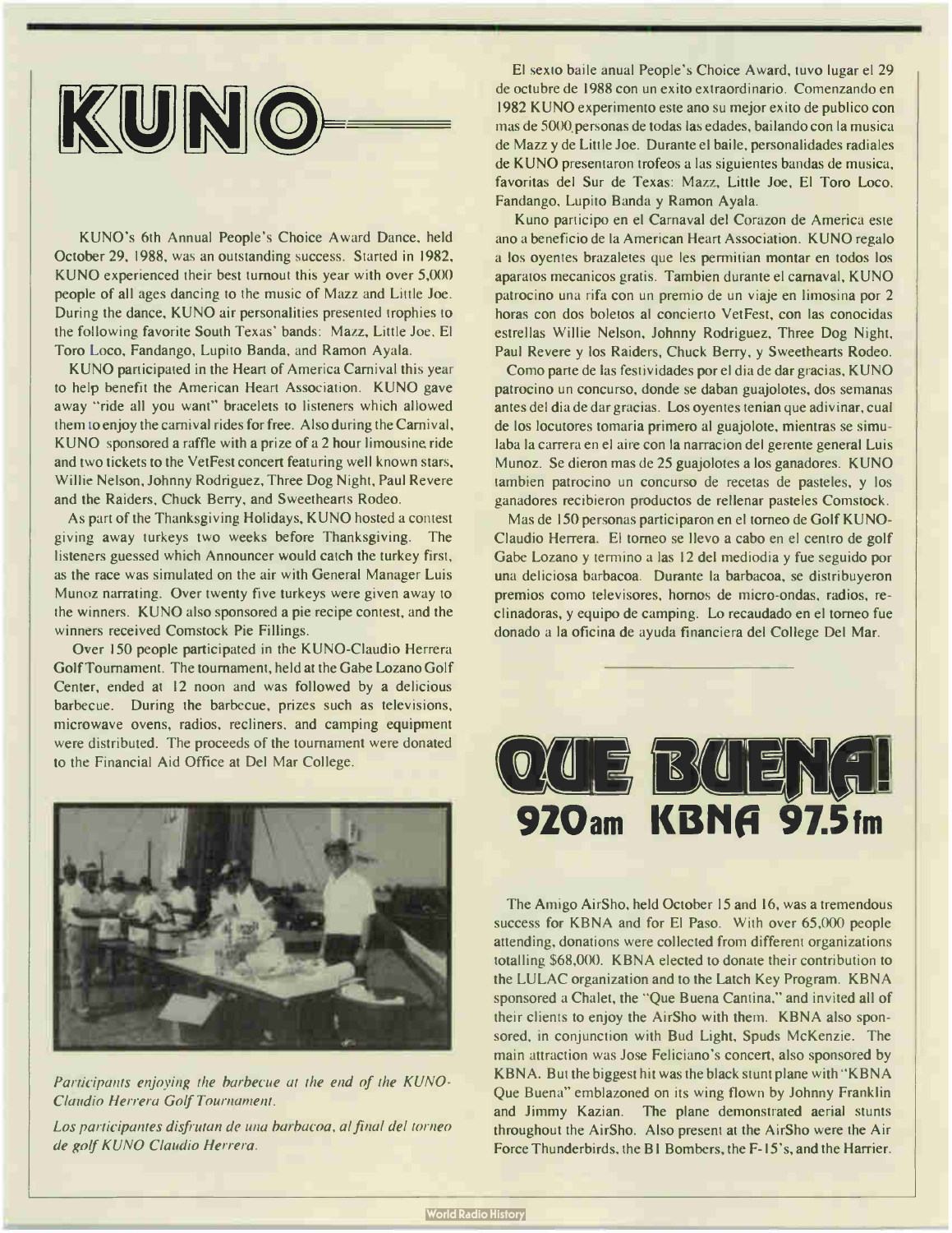# KUNO

KUNO's 6th Annual People's Choice Award Dance, held October 29, 1988, was an outstanding success. Started in 1982, KUNO experienced their best turnout this year with over 5,000 people of all ages dancing to the music of Mazz and Little Joe. During the dance, KUNO air personalities presented trophies to the following favorite South Texas' bands: Mazz, Little Joe, El Toro Loco, Fandango, Lupito Banda, and Ramon Ayala.

KUNO participated in the Heart of America Carnival this year to help benefit the American Heart Association. KUNO gave away "ride all you want" bracelets to listeners which allowed them to enjoy the carnival rides for free. Also during the Carnival, KUNO sponsored a raffle with a prize of a 2 hour limousine ride and two tickets to the VetFest concert featuring well known stars, Willie Nelson, Johnny Rodriguez, Three Dog Night, Paul Revere and the Raiders, Chuck Berry, and Sweethearts Rodeo.

As part of the Thanksgiving Holidays, KUNO hosted a contest giving away turkeys two weeks before Thanksgiving. The listeners guessed which Announcer would catch the turkey first, as the race was simulated on the air with General Manager Luis Munoz narrating. Over twenty five turkeys were given away to the winners. KUNO also sponsored a pie recipe contest, and the winners received Comstock Pie Fillings.

Over 150 people participated in the KUNO-Claudio Herrera Golf Tournament. The tournament, held at the Gabe Lozano Golf Center, ended at 12 noon and was followed by a delicious barbecue. During the barbecue, prizes such as televisions, microwave ovens, radios, recliners, and camping equipment were distributed. The proceeds of the tournament were donated to the Financial Aid Office at Del Mar College.

*Participants enjoying the barbecue at the end of the KUNO-Claudio Herrera Golf Tournament.*

*Los participantes disfrutan de una barbacoa, al final del torneo de golf KUNO Claudio Herrera.*

El sexto baile anual People's Choice Award, tuvo lugar el 29 de octubre de 1988 con un exito extraordinario. Comenzando en 1982 KUNO experimento este ano su mejor exito de publico con mas de 5000 personas de todas las edades, bailando con la musica de Mazz y de Little Joe. Durante el baile, personalidades radiales de KUNO presentaron trofeos a las siguientes bandas de musica, favoritas del Sur de Texas: Mazz, Little Joe, El Toro Loco, Fandango, Lupito Banda y Ramon Ayala.

Kuno participo en el Carnaval del Corazon de America este ano a beneficio de la American Heart Association. KUNO regalo a los oyentes brazaletes que les permitian montar en todos los aparatos mecanicos gratis. Tambien durante el carnaval, KUNO patrocino una rifa con un premio de un viaje en limosina por 2 horas con dos boletos al concierto VetFest, con las conocidas estrellas Willie Nelson, Johnny Rodriguez, Three Dog Night, Paul Revere y los Raiders, Chuck Berry, y Sweethearts Rodeo.

Como parte de las festividades por el dia de dar gracias, KUNO patrocino un concurso, donde se daban guajolotes, dos semanas antes del dia de dar gracias. Los oyentes tenian que adivinar, cual de los locutores tomaria primero al guajolote, mientras se simulaba la carrera en el aire con la narracion del gerente general Luis Munoz. Se dieron mas de 25 guajolotes a los ganadores. KUNO tambien patrocino un concurso de recetas de pasteles, y los ganadores recibieron productos de rellenar pasteles Comstock.

Mas de 150 personas participaron en el torneo de Golf KUNO-Claudio Herrera. El torneo se llevo a cabo en el centro de golf Gabe Lozano y termino a las 12 del mediodia y fue seguido por una deliciosa barbacoa. Durante la barbacoa, se distribuyeron premios como televisores, hornos de micro-ondas, radios, reclinadoras, y equipo de camping. Lo recaudado en el torneo fue donado a la oficina de ayuda financiera del College Del Mar.

# QUE BUENA!

## 920am KBNA 97.5fm

The Amigo AirSho, held October 15 and 16, was a tremendous success for KBNA and for El Paso. With over 65,000 people attending, donations were collected from different organizations totalling $68,000. KBNA elected to donate their contribution to the LULAC organization and to the Latch Key Program. KBNA sponsored a Chalet, the "Que Buena Cantina," and invited all of their clients to enjoy the AirSho with them. KBNA also sponsored, in conjunction with Bud Light, Spuds McKenzie. The main attraction was Jose Feliciano's concert, also sponsored by KBNA. But the biggest hit was the black stunt plane with "KBNA Que Buena" emblazoned on its wing flown by Johnny Franklin and Jimmy Kazian. The plane demonstrated aerial stunts throughout the AirSho. Also present at the AirSho were the Air Force Thunderbirds, the B1 Bombers, the F-15's, and the Harrier.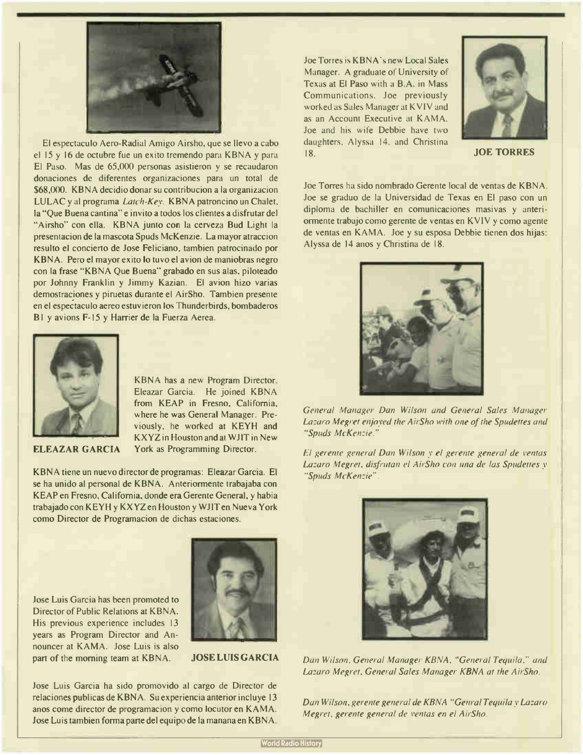El espectaculo Aero-Radial Amigo Airsho, que se llevo a cabo el 15 y 16 de octubre fue un exito tremendo para KBNA y para El Paso. Mas de 65,000 personas asistieron y se recaudaron donaciones de diferentes organizaciones para un total de $68,000. KBNA decidio donar su contribucion a la organizacion LULAC y al programa *Latch-Key*. KBNA patroncino un Chalet, la "Que Buena cantina" e invito a todos los clientes a disfrutar del "Airsho" con ella. KBNA junto con la cerveza Bud Light la presentacion de la mascota Spuds McKenzie. La mayor atraccion resulto el concierto de Jose Feliciano, tambien patrocinado por KBNA. Pero el mayor exito lo tuvo el avion de maniobras negro con la frase "KBNA Que Buena" grabado en sus alas, piloteado por Johnny Franklin y Jimmy Kazian. El avion hizo varias demostraciones y piruetas durante el AirSho. Tambien presente en el espectaculo aereo estuvieron los Thunderbirds, bombaderos B1 y avions F-15 y Harrier de la Fuerza Aerea.

**ELEAZAR GARCIA**

KBNA has a new Program Director, Eleazar Garcia. He joined KBNA from KEAP in Fresno, California, where he was General Manager. Previously, he worked at KEYH and KXYZ in Houston and at WJIT in New York as Programming Director.

KBNA tiene un nuevo director de programas: Eleazar Garcia. El se ha unido al personal de KBNA. Anteriormente trabajaba con KEAP en Fresno, California, donde era Gerente General, y habia trabajado con KEYH y KXYZ en Houston y WJIT en Nueva York como Director de Programacion de dichas estaciones.

**JOSE LUIS GARCIA**

Jose Luis Garcia has been promoted to Director of Public Relations at KBNA. His previous experience includes 13 years as Program Director and Announcer at KAMA. Jose Luis is also part of the morning team at KBNA.

Jose Luis Garcia ha sido promovido al cargo de Director de relaciones publicas de KBNA. Su experiencia anterior incluye 13 anos come director de programacion y como locutor en KAMA. Jose Luis tambien forma parte del equipo de la manana en KBNA.

**JOE TORRES**

Joe Torres is KBNA's new Local Sales Manager. A graduate of University of Texas at El Paso with a B.A. in Mass Communications. Joe previously worked as Sales Manager at KVIV and as an Account Executive at KAMA. Joe and his wife Debbie have two daughters, Alyssa 14, and Christina 18.

Joe Torres ha sido nombrado Gerente local de ventas de KBNA. Joe se graduo de la Universidad de Texas en El paso con un diploma de bachiller en comunicaciones masivas y anteriormente trabajo como gerente de ventas en KVIV y como agente de ventas en KAMA. Joe y su esposa Debbie tienen dos hijas: Alyssa de 14 anos y Christina de 18.

*General Manager Dan Wilson and General Sales Manager Lazaro Megret enjoyed the AirSho with one of the Spudettes and "Spuds McKenzie."*

*El gerente general Dan Wilson y el gerente general de ventas Lazaro Megret, disfrutan el AirSho con una de las Spudettes y "Spuds McKenzie".*

*Dan Wilson, General Manager KBNA, "General Tequila," and Lazaro Megret, General Sales Manager KBNA at the AirSho.*

*Dan Wilson, gerente general de KBNA "Genral Tequila y Lazaro Megret, gerente general de ventas en el AirSho.*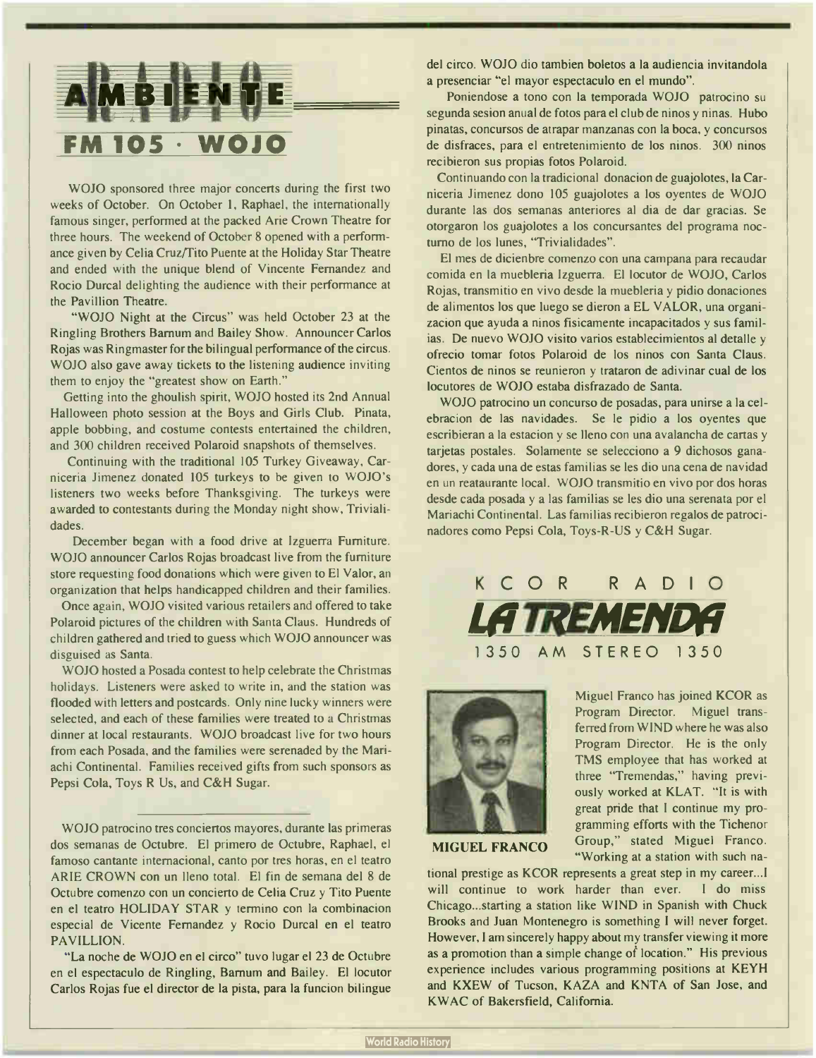# RADIO AMBIENTE

## FM 105 · WOJO

WOJO sponsored three major concerts during the first two weeks of October. On October 1, Raphael, the internationally famous singer, performed at the packed Arie Crown Theatre for three hours. The weekend of October 8 opened with a performance given by Celia Cruz/Tito Puente at the Holiday Star Theatre and ended with the unique blend of Vincente Fernandez and Rocio Durcal delighting the audience with their performance at the Pavillion Theatre.

"WOJO Night at the Circus" was held October 23 at the Ringling Brothers Barnum and Bailey Show. Announcer Carlos Rojas was Ringmaster for the bilingual performance of the circus. WOJO also gave away tickets to the listening audience inviting them to enjoy the "greatest show on Earth."

Getting into the ghoulish spirit, WOJO hosted its 2nd Annual Halloween photo session at the Boys and Girls Club. Pinata, apple bobbing, and costume contests entertained the children, and 300 children received Polaroid snapshots of themselves.

Continuing with the traditional 105 Turkey Giveaway, Carniceria Jimenez donated 105 turkeys to be given to WOJO's listeners two weeks before Thanksgiving. The turkeys were awarded to contestants during the Monday night show, Trivialidades.

December began with a food drive at Izguerra Furniture. WOJO announcer Carlos Rojas broadcast live from the furniture store requesting food donations which were given to El Valor, an organization that helps handicapped children and their families.

Once again, WOJO visited various retailers and offered to take Polaroid pictures of the children with Santa Claus. Hundreds of children gathered and tried to guess which WOJO announcer was disguised as Santa.

WOJO hosted a Posada contest to help celebrate the Christmas holidays. Listeners were asked to write in, and the station was flooded with letters and postcards. Only nine lucky winners were selected, and each of these families were treated to a Christmas dinner at local restaurants. WOJO broadcast live for two hours from each Posada, and the families were serenaded by the Mariachi Continental. Families received gifts from such sponsors as Pepsi Cola, Toys R Us, and C&H Sugar.

---

WOJO patrocino tres conciertos mayores, durante las primeras dos semanas de Octubre. El primero de Octubre, Raphael, el famoso cantante internacional, canto por tres horas, en el teatro ARIE CROWN con un lleno total. El fin de semana del 8 de Octubre comenzo con un concierto de Celia Cruz y Tito Puente en el teatro HOLIDAY STAR y termino con la combinacion especial de Vicente Fernandez y Rocio Durcal en el teatro PAVILLION.

"La noche de WOJO en el circo" tuvo lugar el 23 de Octubre en el espectaculo de Ringling, Barnum and Bailey. El locutor Carlos Rojas fue el director de la pista, para la funcion bilingue del circo. WOJO dio tambien boletos a la audiencia invitandola a presenciar "el mayor espectaculo en el mundo".

Poniendose a tono con la temporada WOJO patrocino su segunda sesion anual de fotos para el club de ninos y ninas. Hubo pinatas, concursos de atrapar manzanas con la boca, y concursos de disfraces, para el entretenimiento de los ninos. 300 ninos recibieron sus propias fotos Polaroid.

Continuando con la tradicional donacion de guajolotes, la Carniceria Jimenez dono 105 guajolotes a los oyentes de WOJO durante las dos semanas anteriores al dia de dar gracias. Se otorgaron los guajolotes a los concursantes del programa nocturno de los lunes, "Trivialidades".

El mes de dicienbre comenzo con una campana para recaudar comida en la muebleria Izguerra. El locutor de WOJO, Carlos Rojas, transmitio en vivo desde la muebleria y pidio donaciones de alimentos los que luego se dieron a EL VALOR, una organizacion que ayuda a ninos fisicamente incapacitados y sus familias. De nuevo WOJO visito varios establecimientos al detalle y ofrecio tomar fotos Polaroid de los ninos con Santa Claus. Cientos de ninos se reunieron y trataron de adivinar cual de los locutores de WOJO estaba disfrazado de Santa.

WOJO patrocino un concurso de posadas, para unirse a la celebracion de las navidades. Se le pidio a los oyentes que escribieran a la estacion y se lleno con una avalancha de cartas y tarjetas postales. Solamente se selecciono a 9 dichosos ganadores, y cada una de estas familias se les dio una cena de navidad en un reataurante local. WOJO transmitio en vivo por dos horas desde cada posada y a las familias se les dio una serenata por el Mariachi Continental. Las familias recibieron regalos de patrocinadores como Pepsi Cola, Toys-R-US y C&H Sugar.

# KCOR RADIO

## LA TREMENDA

### 1350 AM STEREO 1350

**MIGUEL FRANCO**

Miguel Franco has joined KCOR as Program Director. Miguel transferred from WIND where he was also Program Director. He is the only TMS employee that has worked at three "Tremendas," having previously worked at KLAT. "It is with great pride that I continue my programming efforts with the Tichenor Group," stated Miguel Franco. "Working at a station with such national prestige as KCOR represents a great step in my career...I will continue to work harder than ever. I do miss Chicago...starting a station like WIND in Spanish with Chuck Brooks and Juan Montenegro is something I will never forget. However, I am sincerely happy about my transfer viewing it more as a promotion than a simple change of location." His previous experience includes various programming positions at KEYH and KXEW of Tucson, KAZA and KNTA of San Jose, and KWAC of Bakersfield, California.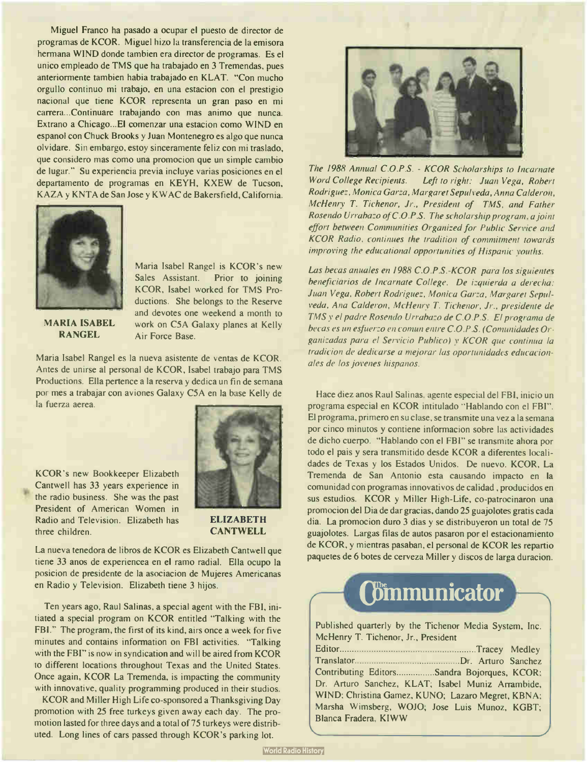Miguel Franco ha pasado a ocupar el puesto de director de programas de KCOR. Miguel hizo la transferencia de la emisora hermana WIND donde tambien era director de programas. Es el unico empleado de TMS que ha trabajado en 3 Tremendas, pues anteriormente tambien habia trabajado en KLAT. "Con mucho orgullo continuo mi trabajo, en una estacion con el prestigio nacional que tiene KCOR representa un gran paso en mi carrera...Continuare trabajando con mas animo que nunca. Extrano a Chicago...El comenzar una estacion como WIND en espanol con Chuck Brooks y Juan Montenegro es algo que nunca olvidare. Sin embargo, estoy sinceramente feliz con mi traslado, que considero mas como una promocion que un simple cambio de lugar." Su experiencia previa incluye varias posiciones en el departamento de programas en KEYH, KXEW de Tucson, KAZA y KNTA de San Jose y KWAC de Bakersfield, California.

**MARIA ISABEL RANGEL**

Maria Isabel Rangel is KCOR's new Sales Assistant. Prior to joining KCOR, Isabel worked for TMS Productions. She belongs to the Reserve and devotes one weekend a month to work on C5A Galaxy planes at Kelly Air Force Base.

Maria Isabel Rangel es la nueva asistente de ventas de KCOR. Antes de unirse al personal de KCOR, Isabel trabajo para TMS Productions. Ella pertence a la reserva y dedica un fin de semana por mes a trabajar con aviones Galaxy C5A en la base Kelly de la fuerza aerea.

**ELIZABETH CANTWELL**

KCOR's new Bookkeeper Elizabeth Cantwell has 33 years experience in the radio business. She was the past President of American Women in Radio and Television. Elizabeth has three children.

La nueva tenedora de libros de KCOR es Elizabeth Cantwell que tiene 33 anos de experiencea en el ramo radial. Ella ocupo la posicion de presidente de la asociacion de Mujeres Americanas en Radio y Television. Elizabeth tiene 3 hijos.

Ten years ago, Raul Salinas, a special agent with the FBI, initiated a special program on KCOR entitled "Talking with the FBI." The program, the first of its kind, airs once a week for five minutes and contains information on FBI activities. "Talking with the FBI" is now in syndication and will be aired from KCOR to different locations throughout Texas and the United States. Once again, KCOR La Tremenda, is impacting the community with innovative, quality programming produced in their studios.

KCOR and Miller High Life co-sponsored a Thanksgiving Day promotion with 25 free turkeys given away each day. The promotion lasted for three days and a total of 75 turkeys were distributed. Long lines of cars passed through KCOR's parking lot.

*The 1988 Annual C.O.P.S. - KCOR Scholarships to Incarnate Word College Recipients. Left to right: Juan Vega, Robert Rodriguez, Monica Garza, Margaret Sepulveda, Anna Calderon, McHenry T. Tichenor, Jr., President of TMS, and Father Rosendo Urrabazo of C.O.P.S. The scholarship program, a joint effort between Communities Organized for Public Service and KCOR Radio, continues the tradition of commitment towards improving the educational opportunities of Hispanic youths.*

*Las becas anuales en 1988 C.O.P.S.-KCOR para los siguientes beneficiarios de Incarnate College. De izquierda a derecha: Juan Vega, Robert Rodriguez, Monica Garza, Margaret Sepulveda, Ana Calderon, McHenry T. Tichenor, Jr., presidente de TMS y el padre Rosendo Urrabazo de C.O.P.S. El programa de becas es un esfuerzo en comun entre C.O.P.S. (Comunidades Organizadas para el Servicio Publico) y KCOR que continua la tradicion de dedicarse a mejorar las oportunidades educacionales de los jovenes hispanos.*

Hace diez anos Raul Salinas, agente especial del FBI, inicio un programa especial en KCOR intitulado "Hablando con el FBI". El programa, primero en su clase, se transmite una vez a la semana por cinco minutos y contiene informacion sobre las actividades de dicho cuerpo. "Hablando con el FBI" se transmite ahora por todo el pais y sera transmitido desde KCOR a diferentes localidades de Texas y los Estados Unidos. De nuevo, KCOR, La Tremenda de San Antonio esta causando impacto en la comunidad con programas innovativos de calidad, producidos en sus estudios. KCOR y Miller High-Life, co-patrocinaron una promocion del Dia de dar gracias, dando 25 guajolotes gratis cada dia. La promocion duro 3 dias y se distribuyeron un total de 75 guajolotes. Largas filas de autos pasaron por el estacionamiento de KCOR, y mientras pasaban, el personal de KCOR les repartio paquetes de 6 botes de cerveza Miller y discos de larga duracion.

## The Communicator

Published quarterly by the Tichenor Media System, Inc.
McHenry T. Tichenor, Jr., President

Editor........................................................Tracey Medley
Translator............................................Dr. Arturo Sanchez
Contributing Editors................Sandra Bojorques, KCOR; Dr. Arturo Sanchez, KLAT; Isabel Muniz Arrambide, WIND; Christina Gamez, KUNO; Lazaro Megret, KBNA; Marsha Wimsberg, WOJO; Jose Luis Munoz, KGBT; Blanca Fradera, KIWW